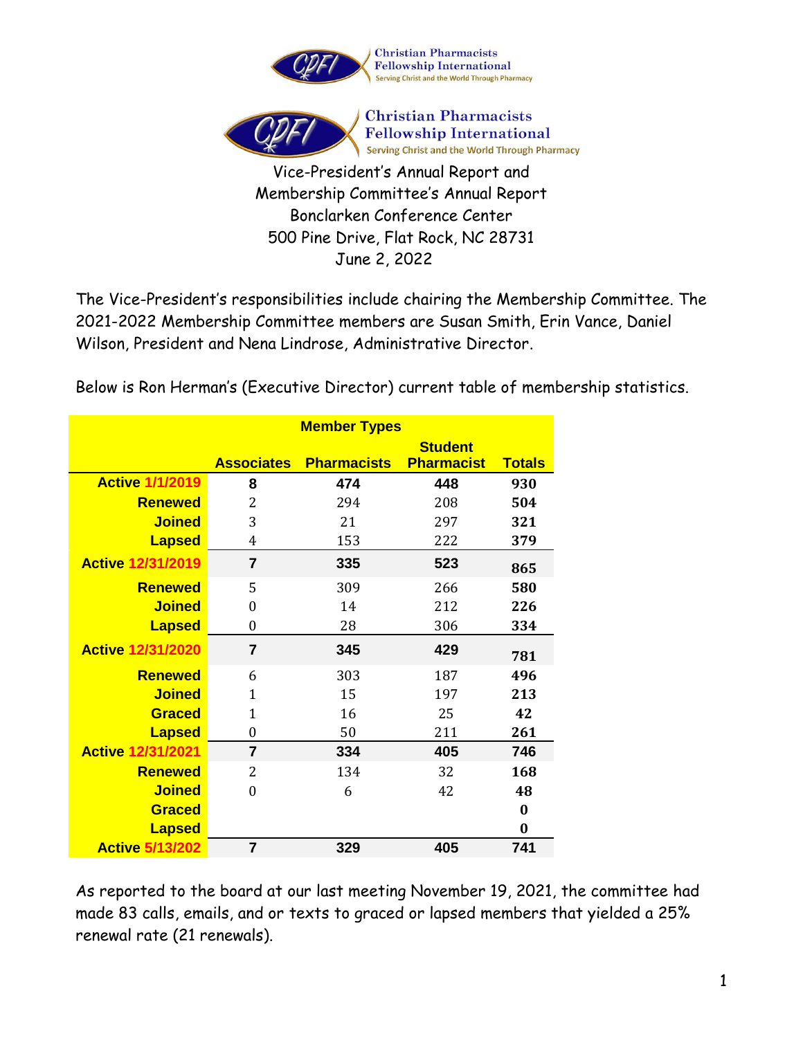Christian Pharmacists Fellowship International
Serving Christ and the World Through Pharmacy

Christian Pharmacists Fellowship International
Serving Christ and the World Through Pharmacy

Vice-President's Annual Report and
Membership Committee's Annual Report
Bonclarken Conference Center
500 Pine Drive, Flat Rock, NC 28731
June 2, 2022

The Vice-President's responsibilities include chairing the Membership Committee. The 2021-2022 Membership Committee members are Susan Smith, Erin Vance, Daniel Wilson, President and Nena Lindrose, Administrative Director.

Below is Ron Herman's (Executive Director) current table of membership statistics.

| | Member Types | | | |
|---|---|---|---|---|
| | Associates | Pharmacists | Student Pharmacist | Totals |
| **Active 1/1/2019** | **8** | **474** | **448** | **930** |
| **Renewed** | 2 | 294 | 208 | **504** |
| **Joined** | 3 | 21 | 297 | **321** |
| **Lapsed** | 4 | 153 | 222 | **379** |
| **Active 12/31/2019** | **7** | **335** | **523** | **865** |
| **Renewed** | 5 | 309 | 266 | **580** |
| **Joined** | 0 | 14 | 212 | **226** |
| **Lapsed** | 0 | 28 | 306 | **334** |
| **Active 12/31/2020** | **7** | **345** | **429** | **781** |
| **Renewed** | 6 | 303 | 187 | **496** |
| **Joined** | 1 | 15 | 197 | **213** |
| **Graced** | 1 | 16 | 25 | **42** |
| **Lapsed** | 0 | 50 | 211 | **261** |
| **Active 12/31/2021** | **7** | **334** | **405** | **746** |
| **Renewed** | 2 | 134 | 32 | **168** |
| **Joined** | 0 | 6 | 42 | **48** |
| **Graced** | | | | **0** |
| **Lapsed** | | | | **0** |
| **Active 5/13/202** | **7** | **329** | **405** | **741** |

As reported to the board at our last meeting November 19, 2021, the committee had made 83 calls, emails, and or texts to graced or lapsed members that yielded a 25% renewal rate (21 renewals).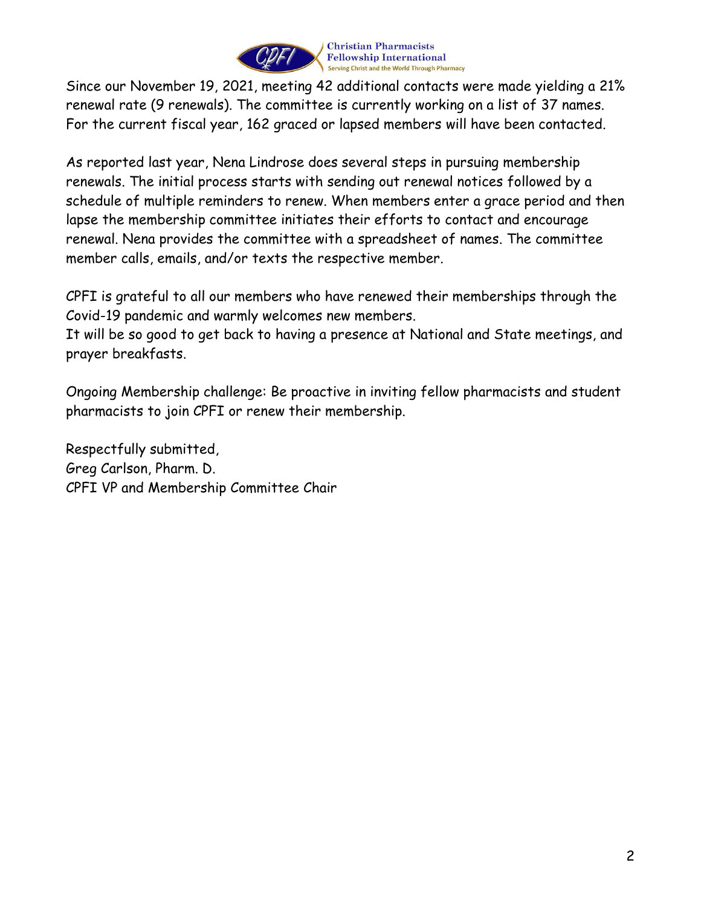Since our November 19, 2021, meeting 42 additional contacts were made yielding a 21% renewal rate (9 renewals). The committee is currently working on a list of 37 names. For the current fiscal year, 162 graced or lapsed members will have been contacted.

As reported last year, Nena Lindrose does several steps in pursuing membership renewals. The initial process starts with sending out renewal notices followed by a schedule of multiple reminders to renew. When members enter a grace period and then lapse the membership committee initiates their efforts to contact and encourage renewal. Nena provides the committee with a spreadsheet of names. The committee member calls, emails, and/or texts the respective member.

CPFI is grateful to all our members who have renewed their memberships through the Covid-19 pandemic and warmly welcomes new members.
It will be so good to get back to having a presence at National and State meetings, and prayer breakfasts.

Ongoing Membership challenge: Be proactive in inviting fellow pharmacists and student pharmacists to join CPFI or renew their membership.

Respectfully submitted,
Greg Carlson, Pharm. D.
CPFI VP and Membership Committee Chair